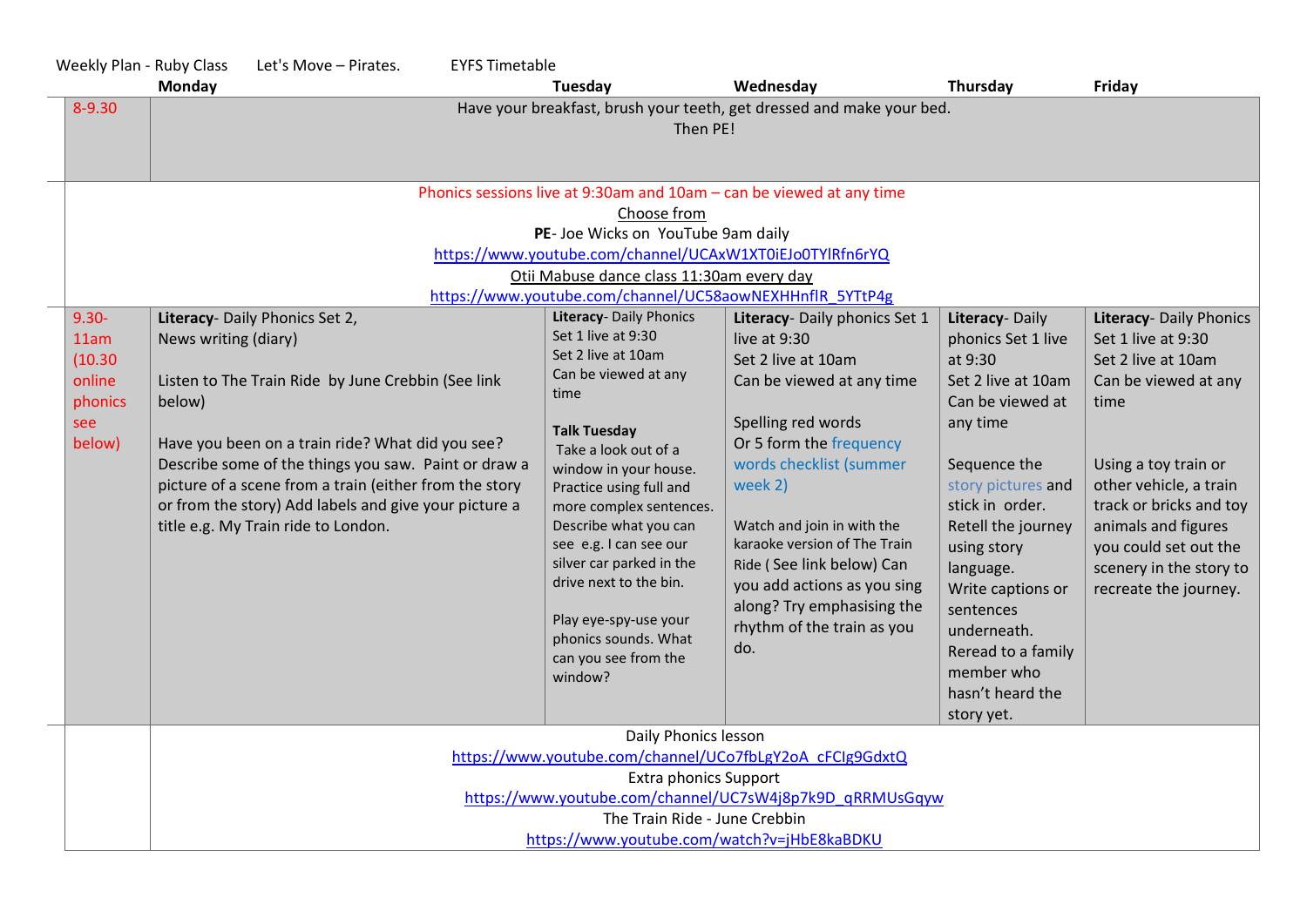Weekly Plan - Ruby Class Let's Move – Pirates. EYFS Timetable

| | Monday | Tuesday | Wednesday | Thursday | Friday |
|---|---|---|---|---|---|
| 8-9.30 | Have your breakfast, brush your teeth, get dressed and make your bed.<br>Then PE! | | | | |
| | Phonics sessions live at 9:30am and 10am – can be viewed at any time<br>Choose from<br>**PE**- Joe Wicks on YouTube 9am daily<br>https://www.youtube.com/channel/UCAxW1XT0iEJo0TYlRfn6rYQ<br>Otii Mabuse dance class 11:30am every day<br>https://www.youtube.com/channel/UC58aowNEXHHnflR_5YTtP4g | | | | |
| 9.30-11am (10.30 online phonics see below) | **Literacy**- Daily Phonics Set 2,<br>News writing (diary)<br><br>Listen to The Train Ride by June Crebbin (See link below)<br><br>Have you been on a train ride? What did you see? Describe some of the things you saw. Paint or draw a picture of a scene from a train (either from the story or from the story) Add labels and give your picture a title e.g. My Train ride to London. | **Literacy**- Daily Phonics<br>Set 1 live at 9:30<br>Set 2 live at 10am<br>Can be viewed at any time<br><br>**Talk Tuesday**<br>Take a look out of a window in your house. Practice using full and more complex sentences. Describe what you can see e.g. I can see our silver car parked in the drive next to the bin.<br><br>Play eye-spy-use your phonics sounds. What can you see from the window? | **Literacy**- Daily phonics Set 1 live at 9:30<br>Set 2 live at 10am<br>Can be viewed at any time<br><br>Spelling red words<br>Or 5 form the frequency words checklist (summer week 2)<br><br>Watch and join in with the karaoke version of The Train Ride ( See link below) Can you add actions as you sing along? Try emphasising the rhythm of the train as you do. | **Literacy**- Daily phonics Set 1 live at 9:30<br>Set 2 live at 10am<br>Can be viewed at any time<br><br>Sequence the story pictures and stick in order.<br>Retell the journey using story language.<br>Write captions or sentences underneath.<br>Reread to a family member who hasn't heard the story yet. | **Literacy**- Daily Phonics Set 1 live at 9:30<br>Set 2 live at 10am<br>Can be viewed at any time<br><br>Using a toy train or other vehicle, a train track or bricks and toy animals and figures you could set out the scenery in the story to recreate the journey. |
| | Daily Phonics lesson<br>https://www.youtube.com/channel/UCo7fbLgY2oA_cFCIg9GdxtQ<br>Extra phonics Support<br>https://www.youtube.com/channel/UC7sW4j8p7k9D_qRRMUsGqyw<br>The Train Ride - June Crebbin<br>https://www.youtube.com/watch?v=jHbE8kaBDKU | | | | |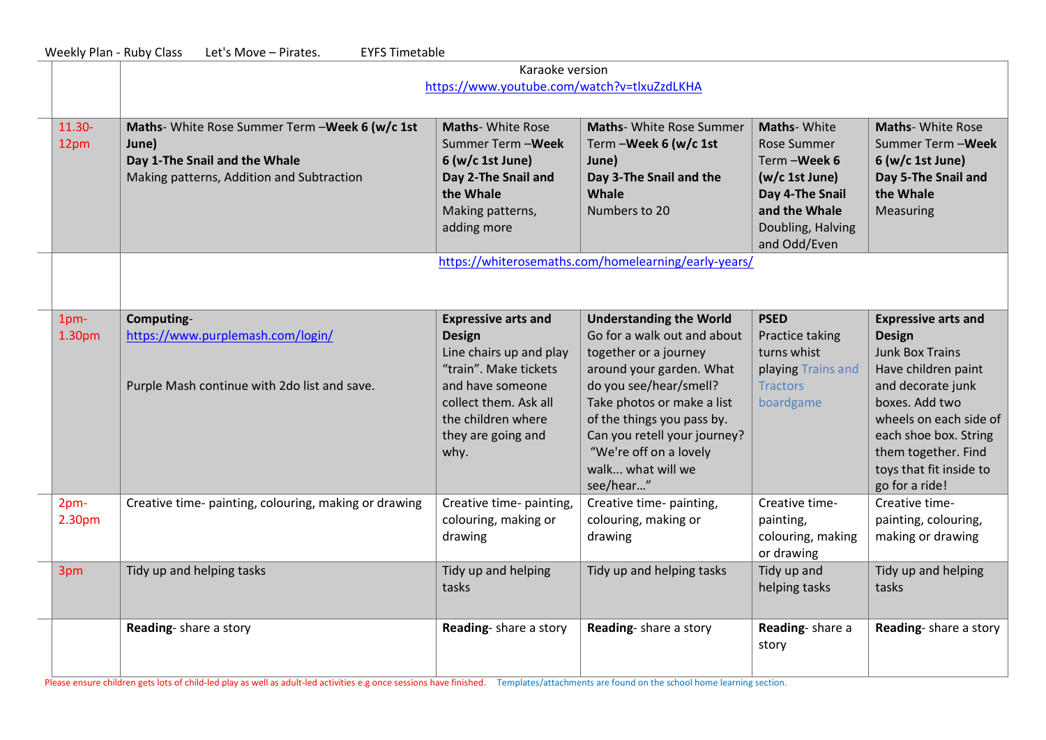Weekly Plan - Ruby Class Let's Move – Pirates. EYFS Timetable

| | | | | | |
|---|---|---|---|---|---|
| | Karaoke version https://www.youtube.com/watch?v=tlxuZzdLKHA | | | | |
| 11.30-12pm | **Maths**- White Rose Summer Term –**Week 6 (w/c 1st June)** **Day 1-The Snail and the Whale** Making patterns, Addition and Subtraction | **Maths**- White Rose Summer Term –**Week 6 (w/c 1st June)** **Day 2-The Snail and the Whale** Making patterns, adding more | **Maths**- White Rose Summer Term –**Week 6 (w/c 1st June)** **Day 3-The Snail and the Whale** Numbers to 20 | **Maths**- White Rose Summer Term –**Week 6 (w/c 1st June)** **Day 4-The Snail and the Whale** Doubling, Halving and Odd/Even | **Maths**- White Rose Summer Term –**Week 6 (w/c 1st June)** **Day 5-The Snail and the Whale** Measuring |
| | https://whiterosemaths.com/homelearning/early-years/ | | | | |
| 1pm-1.30pm | **Computing**- https://www.purplemash.com/login/ Purple Mash continue with 2do list and save. | **Expressive arts and Design** Line chairs up and play "train". Make tickets and have someone collect them. Ask all the children where they are going and why. | **Understanding the World** Go for a walk out and about together or a journey around your garden. What do you see/hear/smell? Take photos or make a list of the things you pass by. Can you retell your journey? "We're off on a lovely walk... what will we see/hear…" | **PSED** Practice taking turns whist playing Trains and Tractors boardgame | **Expressive arts and Design** Junk Box Trains Have children paint and decorate junk boxes. Add two wheels on each side of each shoe box. String them together. Find toys that fit inside to go for a ride! |
| 2pm-2.30pm | Creative time- painting, colouring, making or drawing | Creative time- painting, colouring, making or drawing | Creative time- painting, colouring, making or drawing | Creative time- painting, colouring, making or drawing | Creative time- painting, colouring, making or drawing |
| 3pm | Tidy up and helping tasks | Tidy up and helping tasks | Tidy up and helping tasks | Tidy up and helping tasks | Tidy up and helping tasks |
| | **Reading**- share a story | **Reading**- share a story | **Reading**- share a story | **Reading**- share a story | **Reading**- share a story |

Please ensure children gets lots of child-led play as well as adult-led activities e.g once sessions have finished. Templates/attachments are found on the school home learning section.